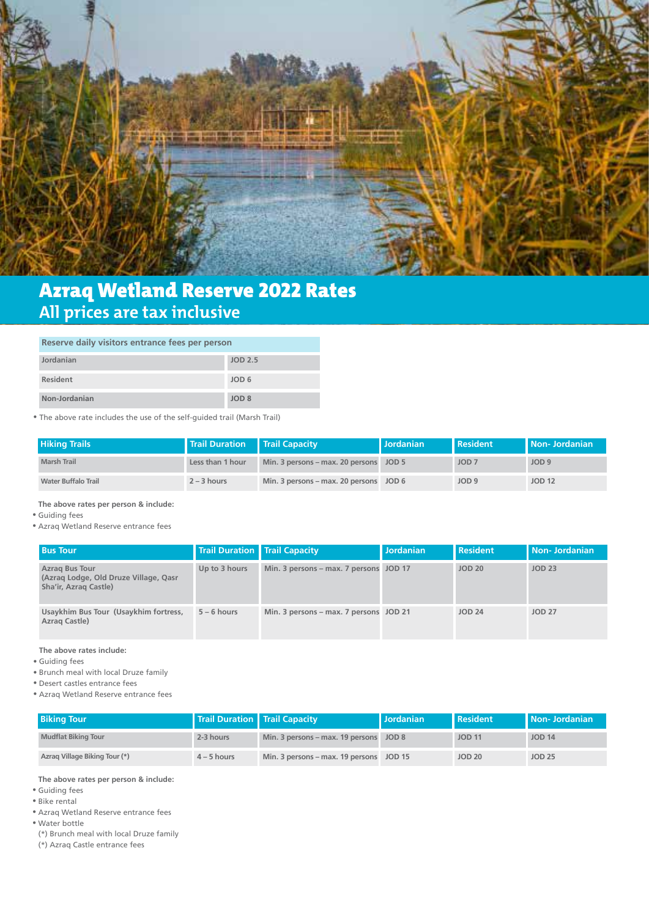# Azraq Wetland Reserve 2022 Rates

## All prices are tax inclusive

| Reserve daily visitors entrance fees per person | |
|---|---|
| Jordanian | JOD 2.5 |
| Resident | JOD 6 |
| Non-Jordanian | JOD 8 |

- The above rate includes the use of the self-guided trail (Marsh Trail)

| Hiking Trails | Trail Duration | Trail Capacity | Jordanian | Resident | Non- Jordanian |
|---|---|---|---|---|---|
| Marsh Trail | Less than 1 hour | Min. 3 persons – max. 20 persons | JOD 5 | JOD 7 | JOD 9 |
| Water Buffalo Trail | 2 – 3 hours | Min. 3 persons – max. 20 persons | JOD 6 | JOD 9 | JOD 12 |

**The above rates per person & include:**

- Guiding fees
- Azraq Wetland Reserve entrance fees

| Bus Tour | Trail Duration | Trail Capacity | Jordanian | Resident | Non- Jordanian |
|---|---|---|---|---|---|
| Azraq Bus Tour (Azraq Lodge, Old Druze Village, Qasr Sha'ir, Azraq Castle) | Up to 3 hours | Min. 3 persons – max. 7 persons | JOD 17 | JOD 20 | JOD 23 |
| Usaykhim Bus Tour (Usaykhim fortress, Azraq Castle) | 5 – 6 hours | Min. 3 persons – max. 7 persons | JOD 21 | JOD 24 | JOD 27 |

**The above rates include:**

- Guiding fees
- Brunch meal with local Druze family
- Desert castles entrance fees
- Azraq Wetland Reserve entrance fees

| Biking Tour | Trail Duration | Trail Capacity | Jordanian | Resident | Non- Jordanian |
|---|---|---|---|---|---|
| Mudflat Biking Tour | 2-3 hours | Min. 3 persons – max. 19 persons | JOD 8 | JOD 11 | JOD 14 |
| Azraq Village Biking Tour (*) | 4 – 5 hours | Min. 3 persons – max. 19 persons | JOD 15 | JOD 20 | JOD 25 |

**The above rates per person & include:**

- Guiding fees
- Bike rental
- Azraq Wetland Reserve entrance fees
- Water bottle

(*) Brunch meal with local Druze family

(*) Azraq Castle entrance fees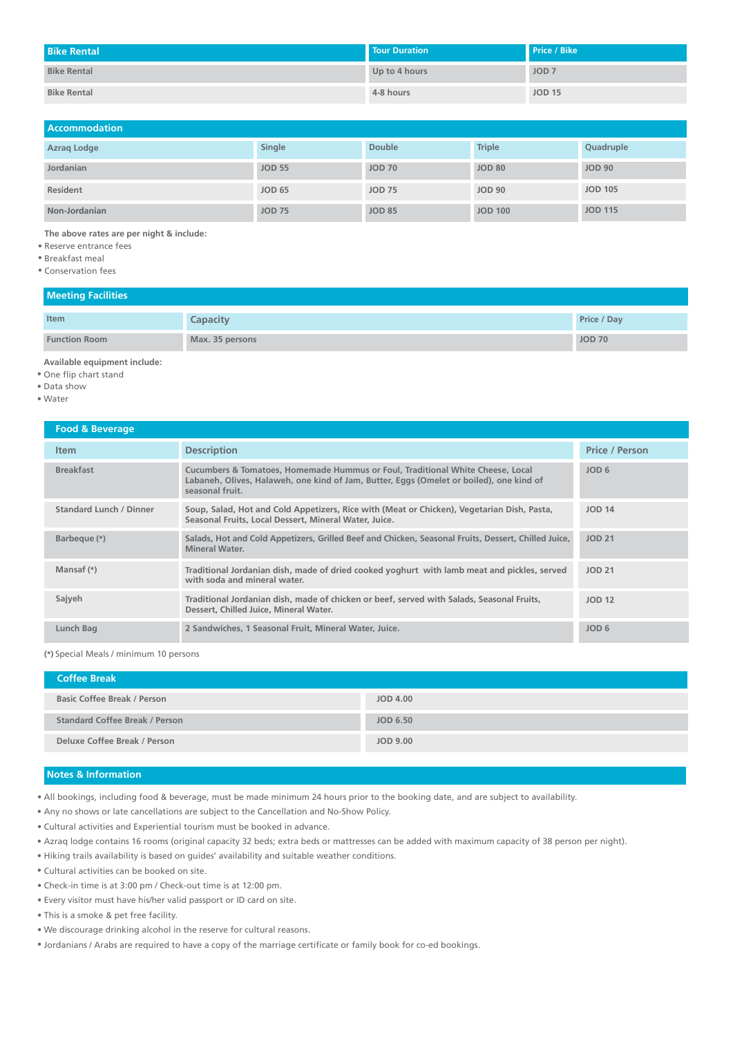| Bike Rental | Tour Duration | Price / Bike |
|---|---|---|
| Bike Rental | Up to 4 hours | JOD 7 |
| Bike Rental | 4-8 hours | JOD 15 |

## Accommodation

| Azraq Lodge | Single | Double | Triple | Quadruple |
|---|---|---|---|---|
| Jordanian | JOD 55 | JOD 70 | JOD 80 | JOD 90 |
| Resident | JOD 65 | JOD 75 | JOD 90 | JOD 105 |
| Non-Jordanian | JOD 75 | JOD 85 | JOD 100 | JOD 115 |

**The above rates are per night & include:**

- Reserve entrance fees
- Breakfast meal
- Conservation fees

## Meeting Facilities

| Item | Capacity | Price / Day |
|---|---|---|
| Function Room | Max. 35 persons | JOD 70 |

**Available equipment include:**

- One flip chart stand
- Data show
- Water

## Food & Beverage

| Item | Description | Price / Person |
|---|---|---|
| Breakfast | Cucumbers & Tomatoes, Homemade Hummus or Foul, Traditional White Cheese, Local Labaneh, Olives, Halaweh, one kind of Jam, Butter, Eggs (Omelet or boiled), one kind of seasonal fruit. | JOD 6 |
| Standard Lunch / Dinner | Soup, Salad, Hot and Cold Appetizers, Rice with (Meat or Chicken), Vegetarian Dish, Pasta, Seasonal Fruits, Local Dessert, Mineral Water, Juice. | JOD 14 |
| Barbeque (*) | Salads, Hot and Cold Appetizers, Grilled Beef and Chicken, Seasonal Fruits, Dessert, Chilled Juice, Mineral Water. | JOD 21 |
| Mansaf (*) | Traditional Jordanian dish, made of dried cooked yoghurt with lamb meat and pickles, served with soda and mineral water. | JOD 21 |
| Sajyeh | Traditional Jordanian dish, made of chicken or beef, served with Salads, Seasonal Fruits, Dessert, Chilled Juice, Mineral Water. | JOD 12 |
| Lunch Bag | 2 Sandwiches, 1 Seasonal Fruit, Mineral Water, Juice. | JOD 6 |

**(*)** Special Meals / minimum 10 persons

## Coffee Break

| Coffee Break | |
|---|---|
| Basic Coffee Break / Person | JOD 4.00 |
| Standard Coffee Break / Person | JOD 6.50 |
| Deluxe Coffee Break / Person | JOD 9.00 |

## Notes & Information

- All bookings, including food & beverage, must be made minimum 24 hours prior to the booking date, and are subject to availability.
- Any no shows or late cancellations are subject to the Cancellation and No-Show Policy.
- Cultural activities and Experiential tourism must be booked in advance.
- Azraq lodge contains 16 rooms (original capacity 32 beds; extra beds or mattresses can be added with maximum capacity of 38 person per night).
- Hiking trails availability is based on guides' availability and suitable weather conditions.
- Cultural activities can be booked on site.
- Check-in time is at 3:00 pm / Check-out time is at 12:00 pm.
- Every visitor must have his/her valid passport or ID card on site.
- This is a smoke & pet free facility.
- We discourage drinking alcohol in the reserve for cultural reasons.
- Jordanians / Arabs are required to have a copy of the marriage certificate or family book for co-ed bookings.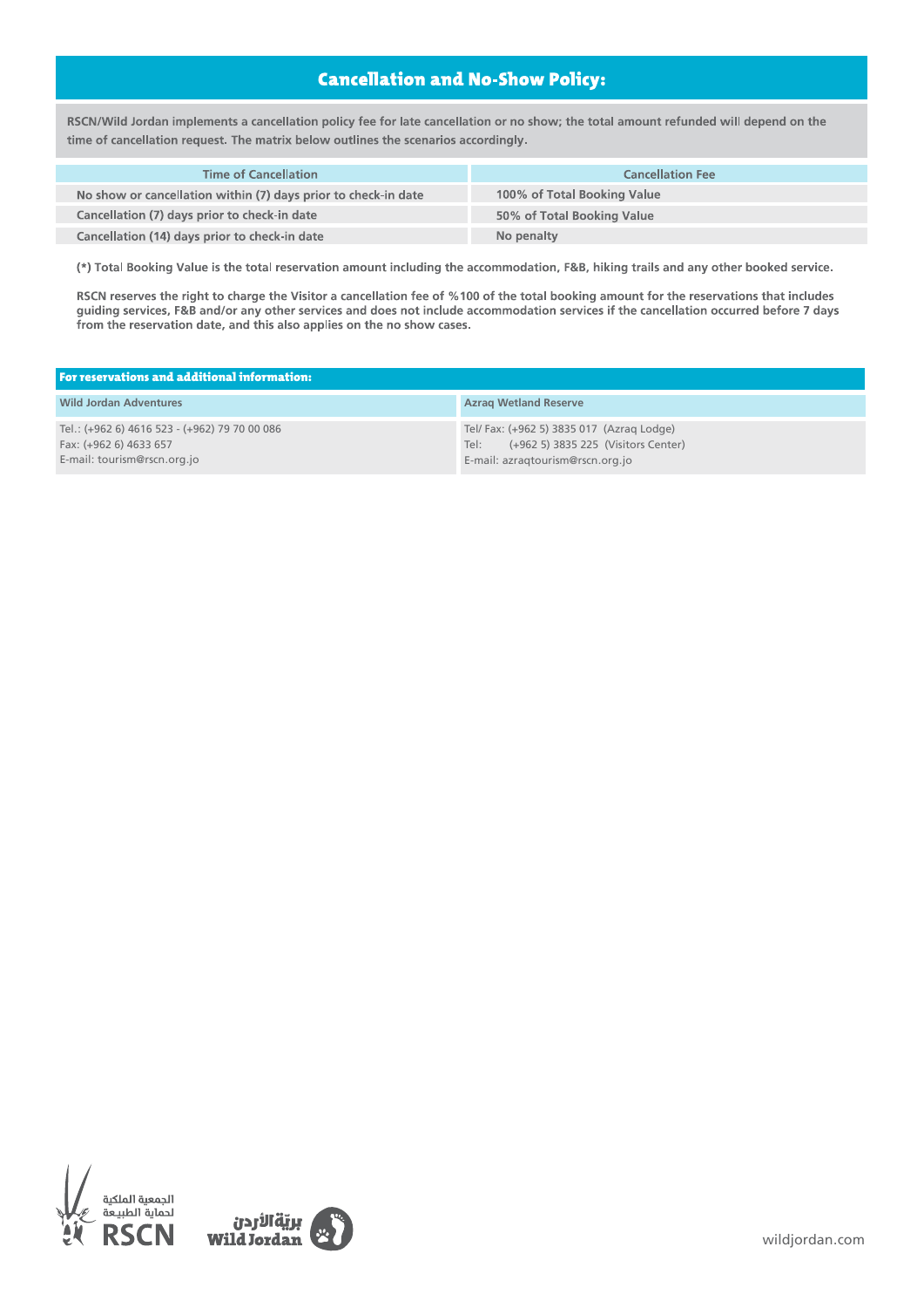## Cancellation and No-Show Policy:

**RSCN/Wild Jordan implements a cancellation policy fee for late cancellation or no show; the total amount refunded will depend on the time of cancellation request. The matrix below outlines the scenarios accordingly.**

| Time of Cancellation | Cancellation Fee |
|---|---|
| No show or cancellation within (7) days prior to check-in date | 100% of Total Booking Value |
| Cancellation (7) days prior to check-in date | 50% of Total Booking Value |
| Cancellation (14) days prior to check-in date | No penalty |

**(*) Total Booking Value is the total reservation amount including the accommodation, F&B, hiking trails and any other booked service.**

**RSCN reserves the right to charge the Visitor a cancellation fee of %100 of the total booking amount for the reservations that includes guiding services, F&B and/or any other services and does not include accommodation services if the cancellation occurred before 7 days from the reservation date, and this also applies on the no show cases.**

### For reservations and additional information:

| Wild Jordan Adventures | Azraq Wetland Reserve |
|---|---|
| Tel.: (+962 6) 4616 523 - (+962) 79 70 00 086<br>Fax: (+962 6) 4633 657<br>E-mail: tourism@rscn.org.jo | Tel/ Fax: (+962 5) 3835 017 (Azraq Lodge)<br>Tel: (+962 5) 3835 225 (Visitors Center)<br>E-mail: azraqtourism@rscn.org.jo |

الجمعية الملكية لحماية الطبيعة RSCN

برية الأردن Wild Jordan

wildjordan.com